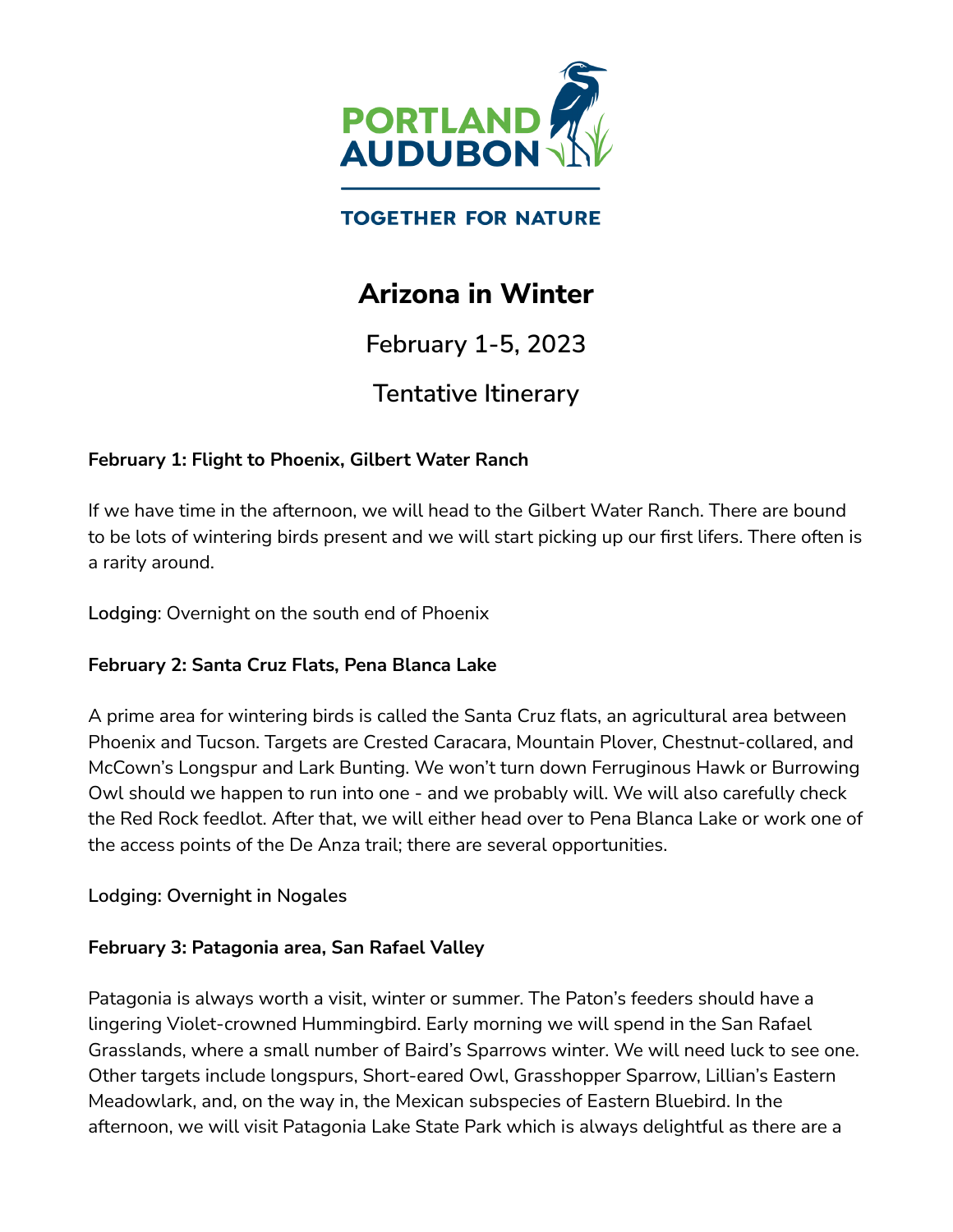PORTLAND AUDUBON

TOGETHER FOR NATURE

# Arizona in Winter

## February 1-5, 2023

## Tentative Itinerary

**February 1: Flight to Phoenix, Gilbert Water Ranch**

If we have time in the afternoon, we will head to the Gilbert Water Ranch. There are bound to be lots of wintering birds present and we will start picking up our first lifers. There often is a rarity around.

**Lodging**: Overnight on the south end of Phoenix

**February 2: Santa Cruz Flats, Pena Blanca Lake**

A prime area for wintering birds is called the Santa Cruz flats, an agricultural area between Phoenix and Tucson. Targets are Crested Caracara, Mountain Plover, Chestnut-collared, and McCown's Longspur and Lark Bunting. We won't turn down Ferruginous Hawk or Burrowing Owl should we happen to run into one - and we probably will. We will also carefully check the Red Rock feedlot. After that, we will either head over to Pena Blanca Lake or work one of the access points of the De Anza trail; there are several opportunities.

**Lodging: Overnight in Nogales**

**February 3: Patagonia area, San Rafael Valley**

Patagonia is always worth a visit, winter or summer. The Paton's feeders should have a lingering Violet-crowned Hummingbird. Early morning we will spend in the San Rafael Grasslands, where a small number of Baird's Sparrows winter. We will need luck to see one. Other targets include longspurs, Short-eared Owl, Grasshopper Sparrow, Lillian's Eastern Meadowlark, and, on the way in, the Mexican subspecies of Eastern Bluebird. In the afternoon, we will visit Patagonia Lake State Park which is always delightful as there are a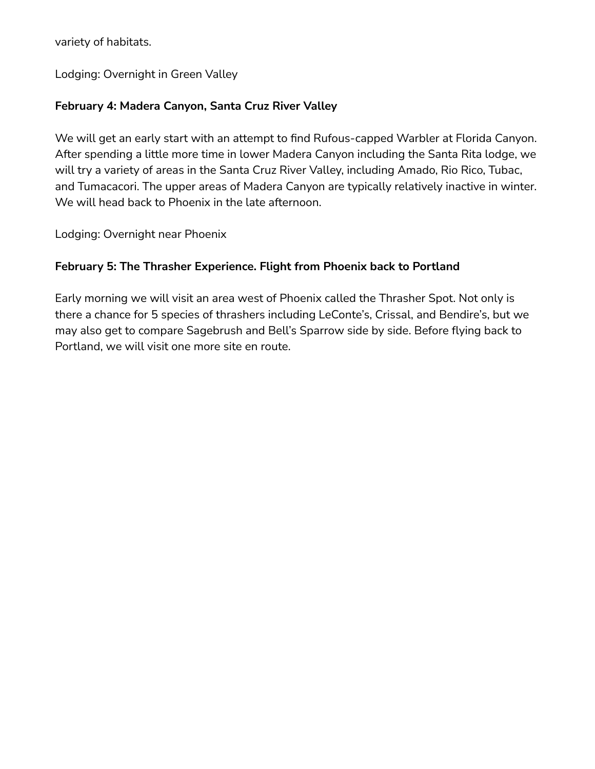variety of habitats.

Lodging: Overnight in Green Valley

**February 4: Madera Canyon, Santa Cruz River Valley**

We will get an early start with an attempt to find Rufous-capped Warbler at Florida Canyon. After spending a little more time in lower Madera Canyon including the Santa Rita lodge, we will try a variety of areas in the Santa Cruz River Valley, including Amado, Rio Rico, Tubac, and Tumacacori. The upper areas of Madera Canyon are typically relatively inactive in winter. We will head back to Phoenix in the late afternoon.

Lodging: Overnight near Phoenix

**February 5: The Thrasher Experience. Flight from Phoenix back to Portland**

Early morning we will visit an area west of Phoenix called the Thrasher Spot. Not only is there a chance for 5 species of thrashers including LeConte's, Crissal, and Bendire's, but we may also get to compare Sagebrush and Bell's Sparrow side by side. Before flying back to Portland, we will visit one more site en route.